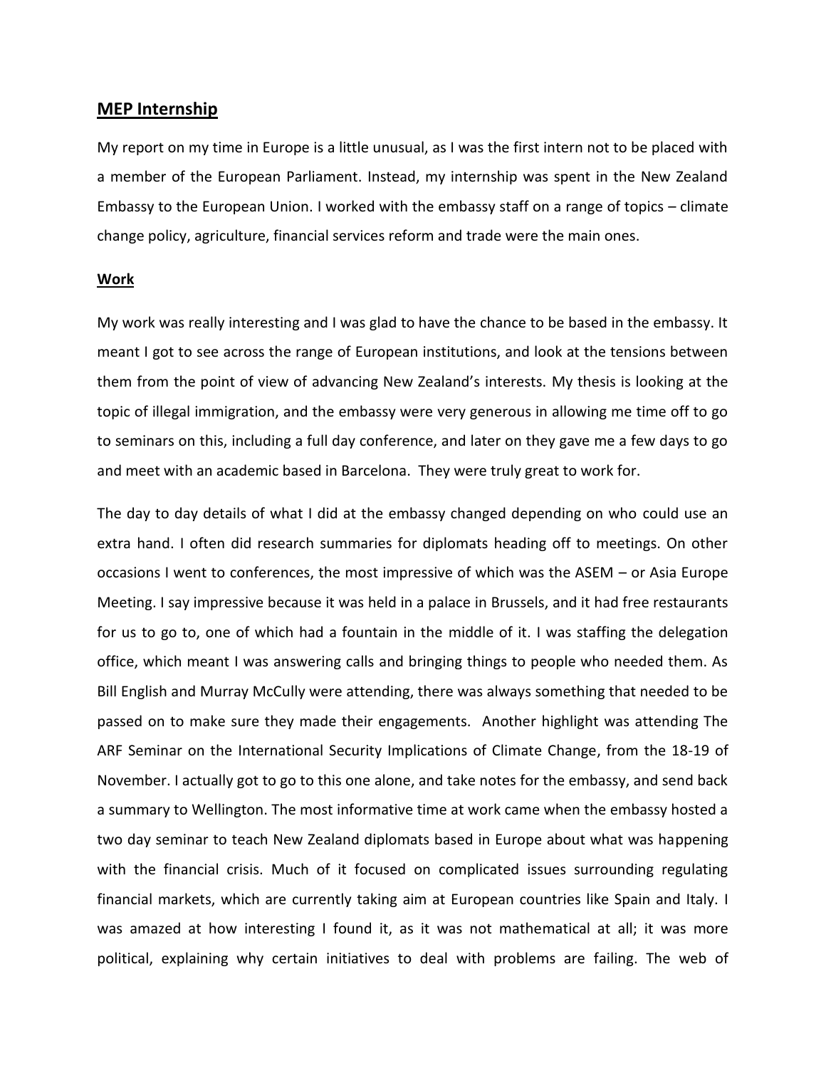## **MEP Internship**

My report on my time in Europe is a little unusual, as I was the first intern not to be placed with a member of the European Parliament. Instead, my internship was spent in the New Zealand Embassy to the European Union. I worked with the embassy staff on a range of topics – climate change policy, agriculture, financial services reform and trade were the main ones.

### **Work**

My work was really interesting and I was glad to have the chance to be based in the embassy. It meant I got to see across the range of European institutions, and look at the tensions between them from the point of view of advancing New Zealand's interests. My thesis is looking at the topic of illegal immigration, and the embassy were very generous in allowing me time off to go to seminars on this, including a full day conference, and later on they gave me a few days to go and meet with an academic based in Barcelona. They were truly great to work for.

The day to day details of what I did at the embassy changed depending on who could use an extra hand. I often did research summaries for diplomats heading off to meetings. On other occasions I went to conferences, the most impressive of which was the ASEM – or Asia Europe Meeting. I say impressive because it was held in a palace in Brussels, and it had free restaurants for us to go to, one of which had a fountain in the middle of it. I was staffing the delegation office, which meant I was answering calls and bringing things to people who needed them. As Bill English and Murray McCully were attending, there was always something that needed to be passed on to make sure they made their engagements. Another highlight was attending The ARF Seminar on the International Security Implications of Climate Change, from the 18-19 of November. I actually got to go to this one alone, and take notes for the embassy, and send back a summary to Wellington. The most informative time at work came when the embassy hosted a two day seminar to teach New Zealand diplomats based in Europe about what was happening with the financial crisis. Much of it focused on complicated issues surrounding regulating financial markets, which are currently taking aim at European countries like Spain and Italy. I was amazed at how interesting I found it, as it was not mathematical at all; it was more political, explaining why certain initiatives to deal with problems are failing. The web of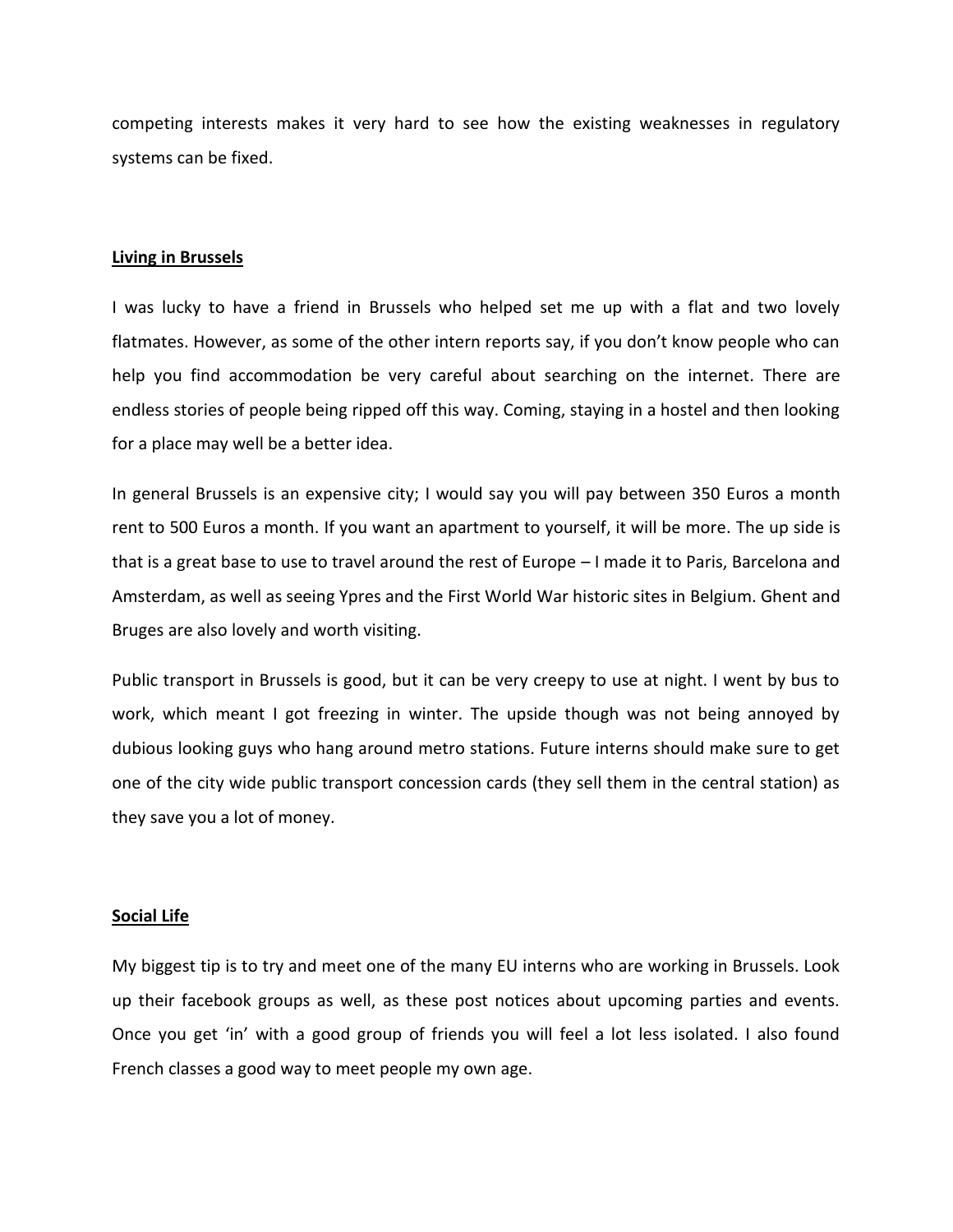competing interests makes it very hard to see how the existing weaknesses in regulatory systems can be fixed.

## Living in Brussels

I was lucky to have a friend in Brussels who helped set me up with a flat and two lovely flatmates. However, as some of the other intern reports say, if you don't know people who can help you find accommodation be very careful about searching on the internet. There are endless stories of people being ripped off this way. Coming, staying in a hostel and then looking for a place may well be a better idea.

In general Brussels is an expensive city; I would say you will pay between 350 Euros a month rent to 500 Euros a month. If you want an apartment to yourself, it will be more. The up side is that is a great base to use to travel around the rest of Europe – I made it to Paris, Barcelona and Amsterdam, as well as seeing Ypres and the First World War historic sites in Belgium. Ghent and Bruges are also lovely and worth visiting.

Public transport in Brussels is good, but it can be very creepy to use at night. I went by bus to work, which meant I got freezing in winter. The upside though was not being annoyed by dubious looking guys who hang around metro stations. Future interns should make sure to get one of the city wide public transport concession cards (they sell them in the central station) as they save you a lot of money.

## Social Life

My biggest tip is to try and meet one of the many EU interns who are working in Brussels. Look up their facebook groups as well, as these post notices about upcoming parties and events. Once you get 'in' with a good group of friends you will feel a lot less isolated. I also found French classes a good way to meet people my own age.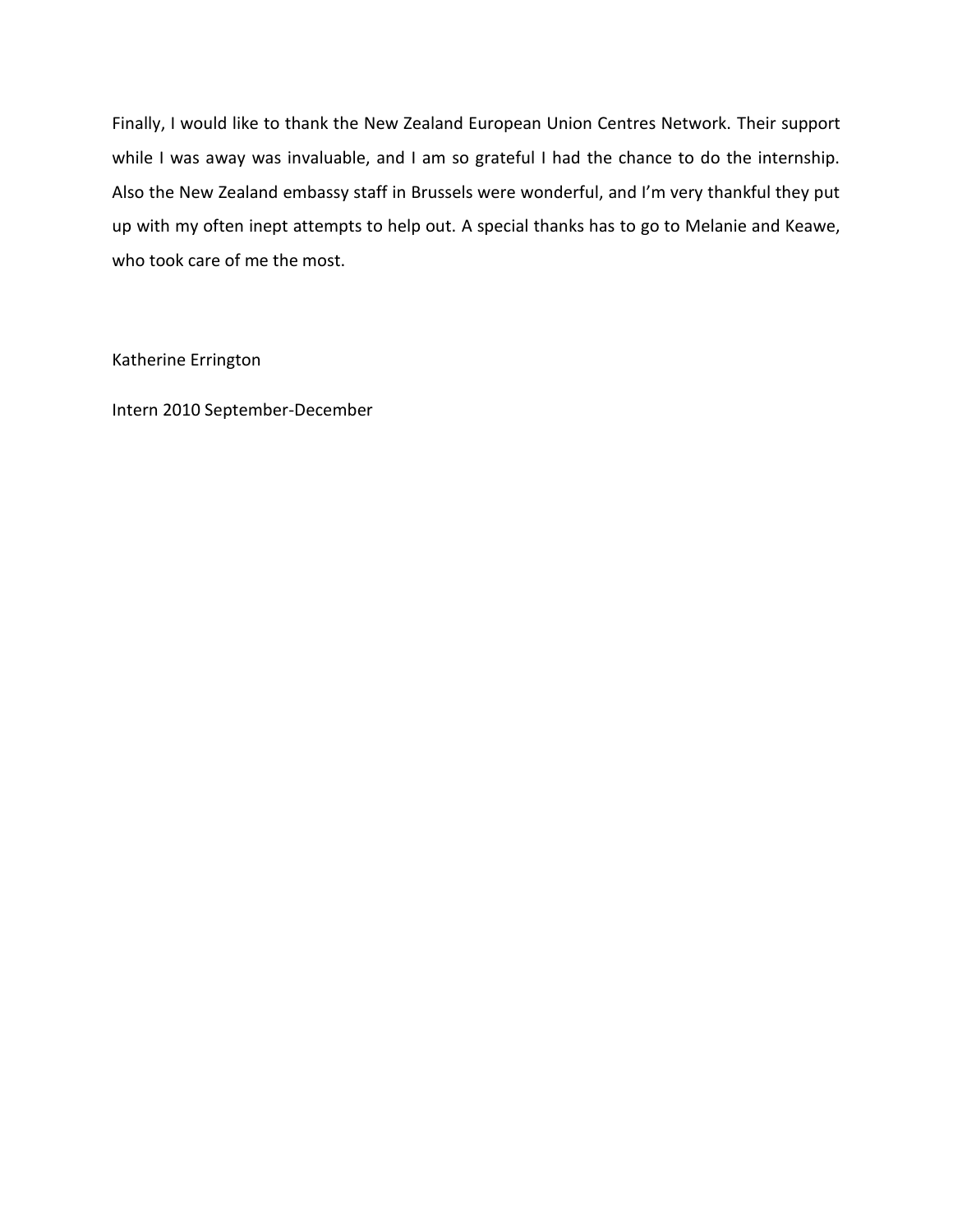Finally, I would like to thank the New Zealand European Union Centres Network. Their support while I was away was invaluable, and I am so grateful I had the chance to do the internship. Also the New Zealand embassy staff in Brussels were wonderful, and I'm very thankful they put up with my often inept attempts to help out. A special thanks has to go to Melanie and Keawe, who took care of me the most.

Katherine Errington

Intern 2010 September-December